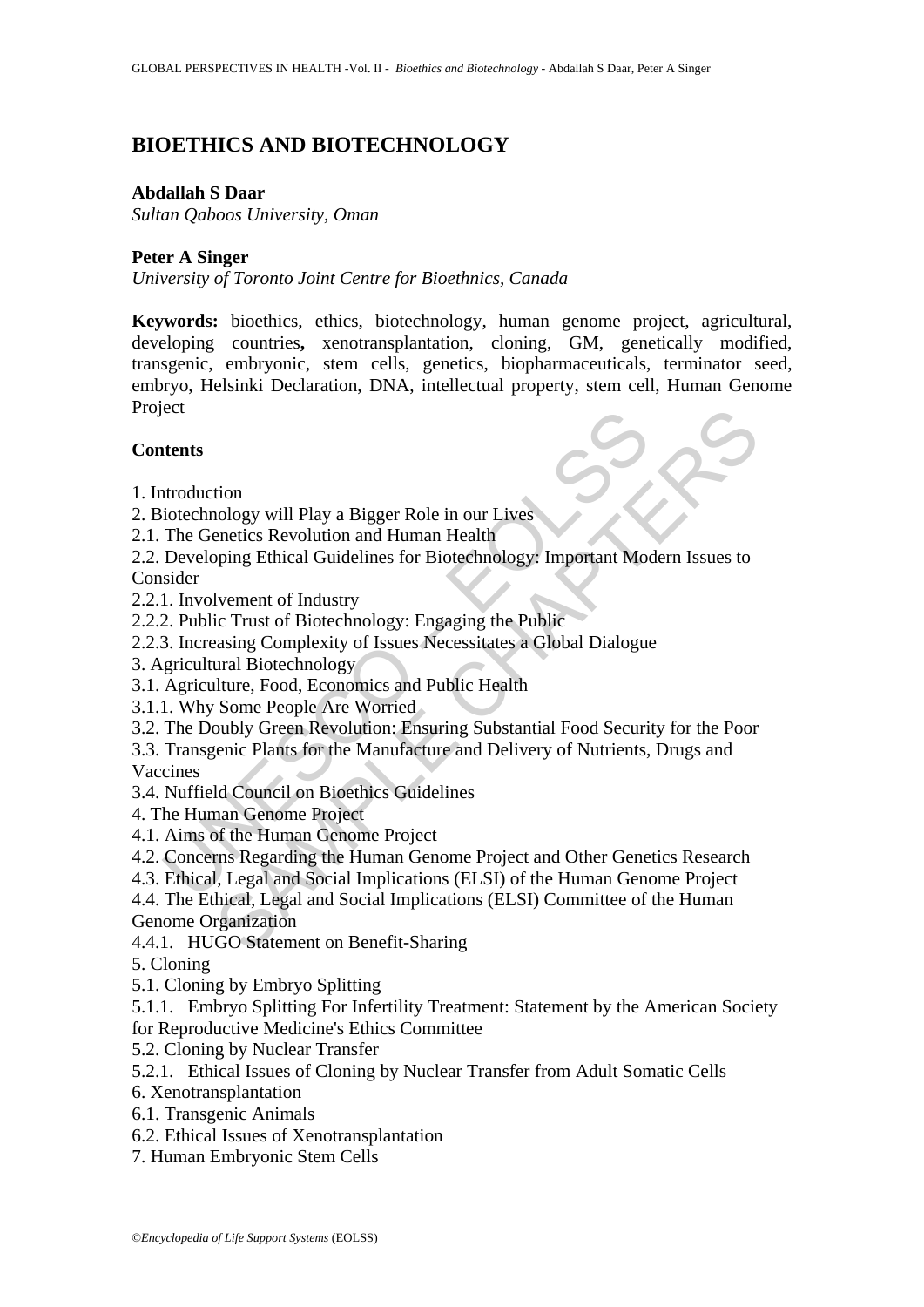# BIOETHICS AND BIOTECHNOLOGY

**Abdallah S Daar**
*Sultan Qaboos University, Oman*

**Peter A Singer**
*University of Toronto Joint Centre for Bioethnics, Canada*

**Keywords:** bioethics, ethics, biotechnology, human genome project, agricultural, developing countries**,** xenotransplantation, cloning, GM, genetically modified, transgenic, embryonic, stem cells, genetics, biopharmaceuticals, terminator seed, embryo, Helsinki Declaration, DNA, intellectual property, stem cell, Human Genome Project

## Contents

1. Introduction
2. Biotechnology will Play a Bigger Role in our Lives
2.1. The Genetics Revolution and Human Health
2.2. Developing Ethical Guidelines for Biotechnology: Important Modern Issues to Consider
2.2.1. Involvement of Industry
2.2.2. Public Trust of Biotechnology: Engaging the Public
2.2.3. Increasing Complexity of Issues Necessitates a Global Dialogue
3. Agricultural Biotechnology
3.1. Agriculture, Food, Economics and Public Health
3.1.1. Why Some People Are Worried
3.2. The Doubly Green Revolution: Ensuring Substantial Food Security for the Poor
3.3. Transgenic Plants for the Manufacture and Delivery of Nutrients, Drugs and Vaccines
3.4. Nuffield Council on Bioethics Guidelines
4. The Human Genome Project
4.1. Aims of the Human Genome Project
4.2. Concerns Regarding the Human Genome Project and Other Genetics Research
4.3. Ethical, Legal and Social Implications (ELSI) of the Human Genome Project
4.4. The Ethical, Legal and Social Implications (ELSI) Committee of the Human Genome Organization
4.4.1. HUGO Statement on Benefit-Sharing
5. Cloning
5.1. Cloning by Embryo Splitting
5.1.1. Embryo Splitting For Infertility Treatment: Statement by the American Society for Reproductive Medicine's Ethics Committee
5.2. Cloning by Nuclear Transfer
5.2.1. Ethical Issues of Cloning by Nuclear Transfer from Adult Somatic Cells
6. Xenotransplantation
6.1. Transgenic Animals
6.2. Ethical Issues of Xenotransplantation
7. Human Embryonic Stem Cells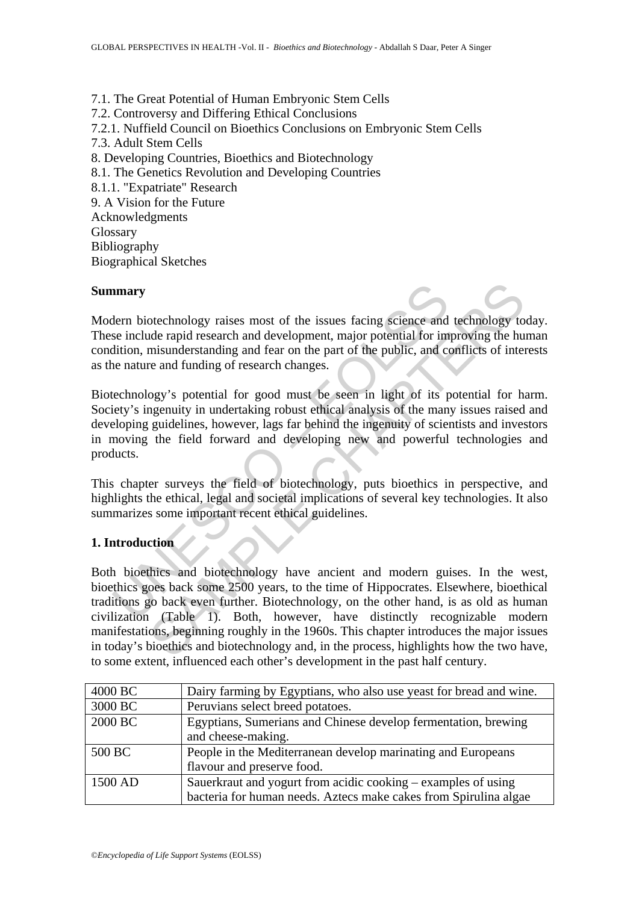7.1. The Great Potential of Human Embryonic Stem Cells
7.2. Controversy and Differing Ethical Conclusions
7.2.1. Nuffield Council on Bioethics Conclusions on Embryonic Stem Cells
7.3. Adult Stem Cells
8. Developing Countries, Bioethics and Biotechnology
8.1. The Genetics Revolution and Developing Countries
8.1.1. "Expatriate" Research
9. A Vision for the Future
Acknowledgments
Glossary
Bibliography
Biographical Sketches

## Summary

Modern biotechnology raises most of the issues facing science and technology today. These include rapid research and development, major potential for improving the human condition, misunderstanding and fear on the part of the public, and conflicts of interests as the nature and funding of research changes.

Biotechnology's potential for good must be seen in light of its potential for harm. Society's ingenuity in undertaking robust ethical analysis of the many issues raised and developing guidelines, however, lags far behind the ingenuity of scientists and investors in moving the field forward and developing new and powerful technologies and products.

This chapter surveys the field of biotechnology, puts bioethics in perspective, and highlights the ethical, legal and societal implications of several key technologies. It also summarizes some important recent ethical guidelines.

## 1. Introduction

Both bioethics and biotechnology have ancient and modern guises. In the west, bioethics goes back some 2500 years, to the time of Hippocrates. Elsewhere, bioethical traditions go back even further. Biotechnology, on the other hand, is as old as human civilization (Table 1). Both, however, have distinctly recognizable modern manifestations, beginning roughly in the 1960s. This chapter introduces the major issues in today's bioethics and biotechnology and, in the process, highlights how the two have, to some extent, influenced each other's development in the past half century.

| | |
|---|---|
| 4000 BC | Dairy farming by Egyptians, who also use yeast for bread and wine. |
| 3000 BC | Peruvians select breed potatoes. |
| 2000 BC | Egyptians, Sumerians and Chinese develop fermentation, brewing and cheese-making. |
| 500 BC | People in the Mediterranean develop marinating and Europeans flavour and preserve food. |
| 1500 AD | Sauerkraut and yogurt from acidic cooking – examples of using bacteria for human needs. Aztecs make cakes from Spirulina algae |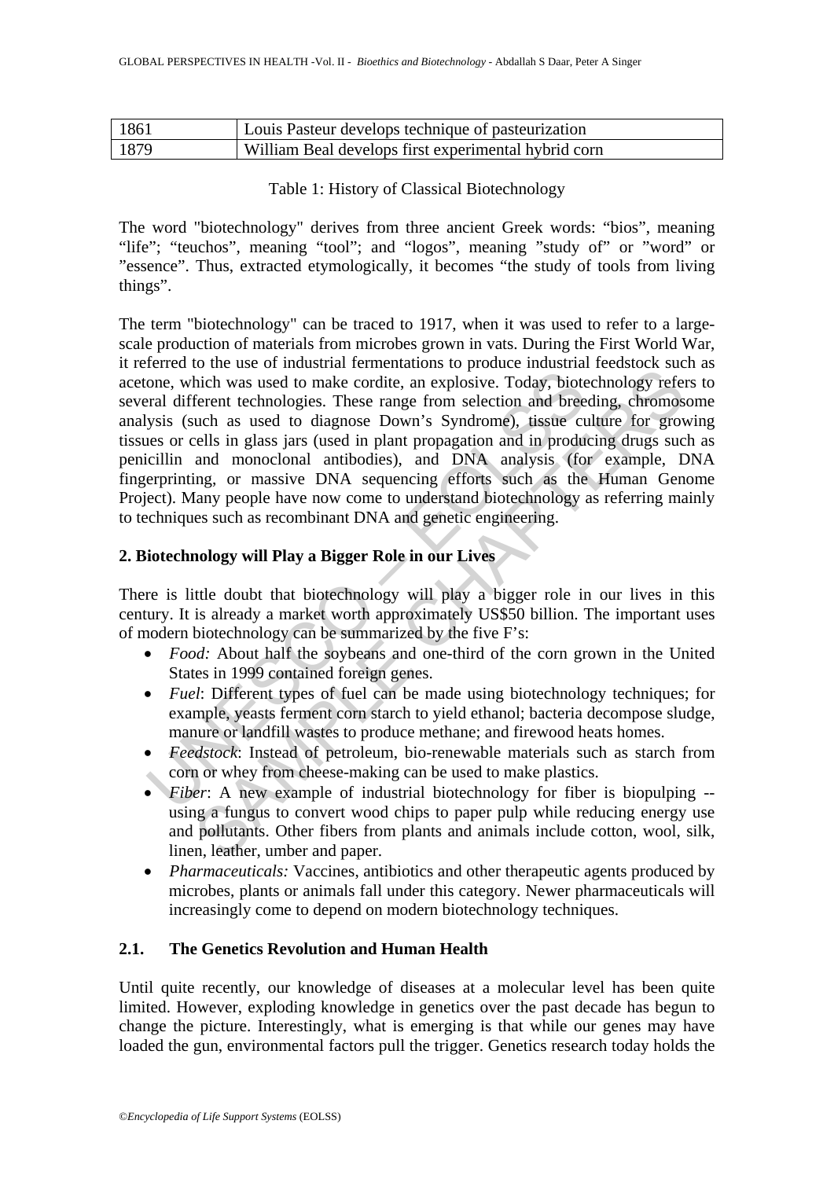| 1861 | Louis Pasteur develops technique of pasteurization |
|---|---|
| 1879 | William Beal develops first experimental hybrid corn |

Table 1: History of Classical Biotechnology

The word "biotechnology" derives from three ancient Greek words: "bios", meaning "life"; "teuchos", meaning "tool"; and "logos", meaning "study of" or "word" or "essence". Thus, extracted etymologically, it becomes "the study of tools from living things".

The term "biotechnology" can be traced to 1917, when it was used to refer to a large-scale production of materials from microbes grown in vats. During the First World War, it referred to the use of industrial fermentations to produce industrial feedstock such as acetone, which was used to make cordite, an explosive. Today, biotechnology refers to several different technologies. These range from selection and breeding, chromosome analysis (such as used to diagnose Down's Syndrome), tissue culture for growing tissues or cells in glass jars (used in plant propagation and in producing drugs such as penicillin and monoclonal antibodies), and DNA analysis (for example, DNA fingerprinting, or massive DNA sequencing efforts such as the Human Genome Project). Many people have now come to understand biotechnology as referring mainly to techniques such as recombinant DNA and genetic engineering.

## 2. Biotechnology will Play a Bigger Role in our Lives

There is little doubt that biotechnology will play a bigger role in our lives in this century. It is already a market worth approximately US$50 billion. The important uses of modern biotechnology can be summarized by the five F's:

- *Food:* About half the soybeans and one-third of the corn grown in the United States in 1999 contained foreign genes.
- *Fuel*: Different types of fuel can be made using biotechnology techniques; for example, yeasts ferment corn starch to yield ethanol; bacteria decompose sludge, manure or landfill wastes to produce methane; and firewood heats homes.
- *Feedstock*: Instead of petroleum, bio-renewable materials such as starch from corn or whey from cheese-making can be used to make plastics.
- *Fiber*: A new example of industrial biotechnology for fiber is biopulping -- using a fungus to convert wood chips to paper pulp while reducing energy use and pollutants. Other fibers from plants and animals include cotton, wool, silk, linen, leather, umber and paper.
- *Pharmaceuticals:* Vaccines, antibiotics and other therapeutic agents produced by microbes, plants or animals fall under this category. Newer pharmaceuticals will increasingly come to depend on modern biotechnology techniques.

### 2.1. The Genetics Revolution and Human Health

Until quite recently, our knowledge of diseases at a molecular level has been quite limited. However, exploding knowledge in genetics over the past decade has begun to change the picture. Interestingly, what is emerging is that while our genes may have loaded the gun, environmental factors pull the trigger. Genetics research today holds the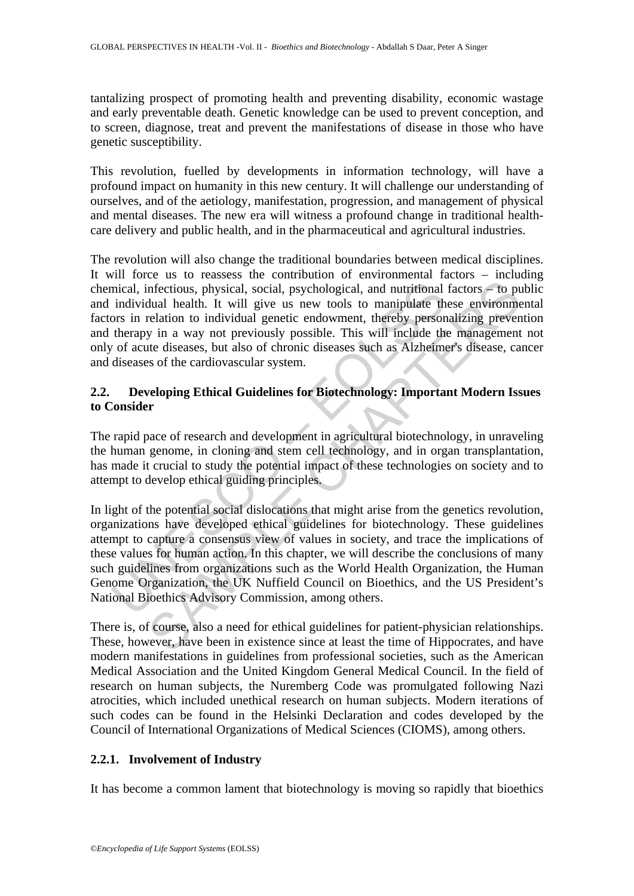tantalizing prospect of promoting health and preventing disability, economic wastage and early preventable death. Genetic knowledge can be used to prevent conception, and to screen, diagnose, treat and prevent the manifestations of disease in those who have genetic susceptibility.

This revolution, fuelled by developments in information technology, will have a profound impact on humanity in this new century. It will challenge our understanding of ourselves, and of the aetiology, manifestation, progression, and management of physical and mental diseases. The new era will witness a profound change in traditional health-care delivery and public health, and in the pharmaceutical and agricultural industries.

The revolution will also change the traditional boundaries between medical disciplines. It will force us to reassess the contribution of environmental factors – including chemical, infectious, physical, social, psychological, and nutritional factors – to public and individual health. It will give us new tools to manipulate these environmental factors in relation to individual genetic endowment, thereby personalizing prevention and therapy in a way not previously possible. This will include the management not only of acute diseases, but also of chronic diseases such as Alzheimer's disease, cancer and diseases of the cardiovascular system.

## 2.2. Developing Ethical Guidelines for Biotechnology: Important Modern Issues to Consider

The rapid pace of research and development in agricultural biotechnology, in unraveling the human genome, in cloning and stem cell technology, and in organ transplantation, has made it crucial to study the potential impact of these technologies on society and to attempt to develop ethical guiding principles.

In light of the potential social dislocations that might arise from the genetics revolution, organizations have developed ethical guidelines for biotechnology. These guidelines attempt to capture a consensus view of values in society, and trace the implications of these values for human action. In this chapter, we will describe the conclusions of many such guidelines from organizations such as the World Health Organization, the Human Genome Organization, the UK Nuffield Council on Bioethics, and the US President's National Bioethics Advisory Commission, among others.

There is, of course, also a need for ethical guidelines for patient-physician relationships. These, however, have been in existence since at least the time of Hippocrates, and have modern manifestations in guidelines from professional societies, such as the American Medical Association and the United Kingdom General Medical Council. In the field of research on human subjects, the Nuremberg Code was promulgated following Nazi atrocities, which included unethical research on human subjects. Modern iterations of such codes can be found in the Helsinki Declaration and codes developed by the Council of International Organizations of Medical Sciences (CIOMS), among others.

### 2.2.1. Involvement of Industry

It has become a common lament that biotechnology is moving so rapidly that bioethics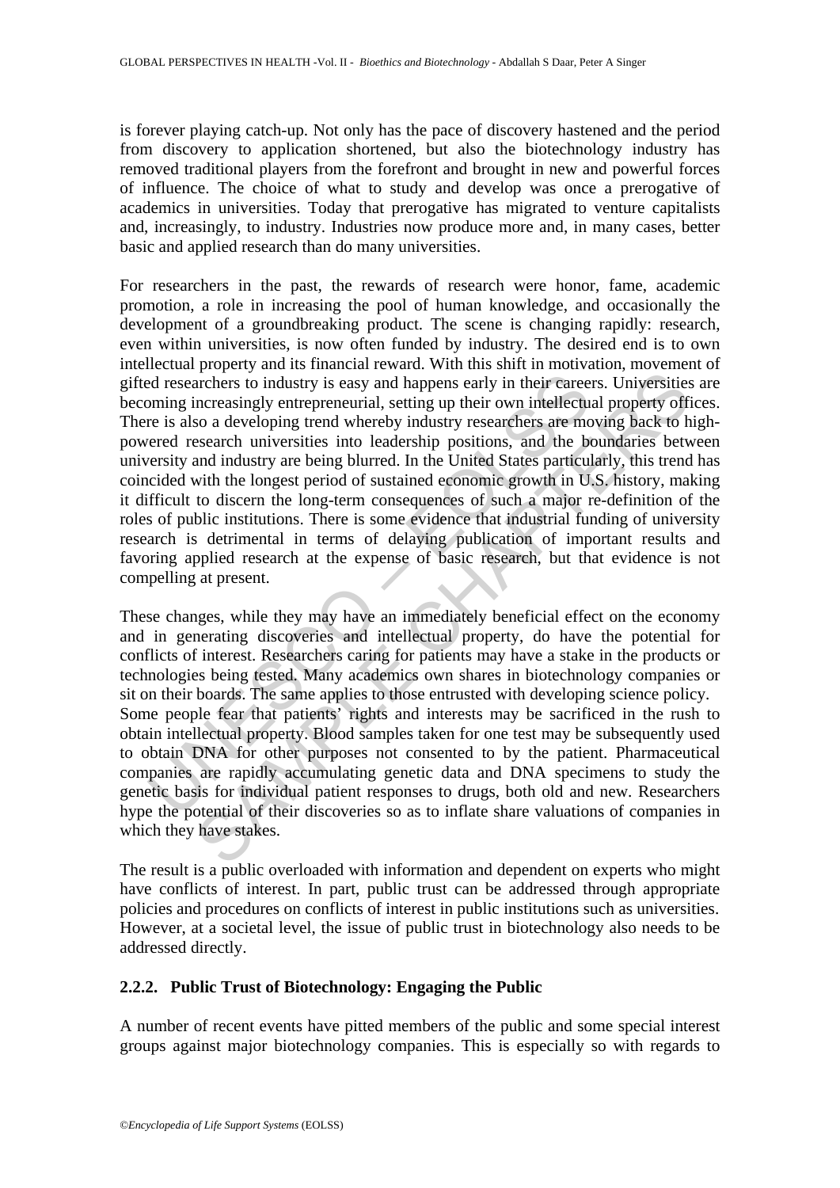is forever playing catch-up. Not only has the pace of discovery hastened and the period from discovery to application shortened, but also the biotechnology industry has removed traditional players from the forefront and brought in new and powerful forces of influence. The choice of what to study and develop was once a prerogative of academics in universities. Today that prerogative has migrated to venture capitalists and, increasingly, to industry. Industries now produce more and, in many cases, better basic and applied research than do many universities.

For researchers in the past, the rewards of research were honor, fame, academic promotion, a role in increasing the pool of human knowledge, and occasionally the development of a groundbreaking product. The scene is changing rapidly: research, even within universities, is now often funded by industry. The desired end is to own intellectual property and its financial reward. With this shift in motivation, movement of gifted researchers to industry is easy and happens early in their careers. Universities are becoming increasingly entrepreneurial, setting up their own intellectual property offices. There is also a developing trend whereby industry researchers are moving back to high-powered research universities into leadership positions, and the boundaries between university and industry are being blurred. In the United States particularly, this trend has coincided with the longest period of sustained economic growth in U.S. history, making it difficult to discern the long-term consequences of such a major re-definition of the roles of public institutions. There is some evidence that industrial funding of university research is detrimental in terms of delaying publication of important results and favoring applied research at the expense of basic research, but that evidence is not compelling at present.

These changes, while they may have an immediately beneficial effect on the economy and in generating discoveries and intellectual property, do have the potential for conflicts of interest. Researchers caring for patients may have a stake in the products or technologies being tested. Many academics own shares in biotechnology companies or sit on their boards. The same applies to those entrusted with developing science policy. Some people fear that patients' rights and interests may be sacrificed in the rush to obtain intellectual property. Blood samples taken for one test may be subsequently used to obtain DNA for other purposes not consented to by the patient. Pharmaceutical companies are rapidly accumulating genetic data and DNA specimens to study the genetic basis for individual patient responses to drugs, both old and new. Researchers hype the potential of their discoveries so as to inflate share valuations of companies in which they have stakes.

The result is a public overloaded with information and dependent on experts who might have conflicts of interest. In part, public trust can be addressed through appropriate policies and procedures on conflicts of interest in public institutions such as universities. However, at a societal level, the issue of public trust in biotechnology also needs to be addressed directly.

### 2.2.2. Public Trust of Biotechnology: Engaging the Public

A number of recent events have pitted members of the public and some special interest groups against major biotechnology companies. This is especially so with regards to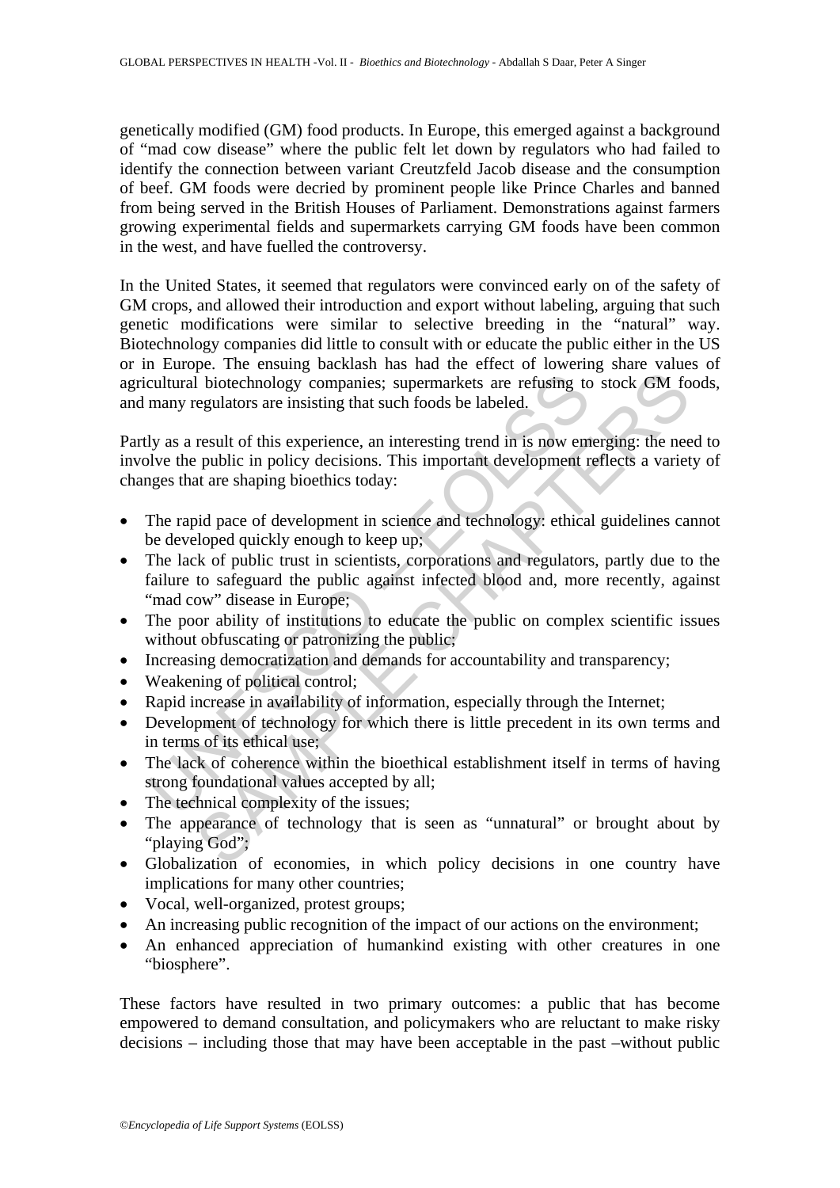genetically modified (GM) food products. In Europe, this emerged against a background of "mad cow disease" where the public felt let down by regulators who had failed to identify the connection between variant Creutzfeld Jacob disease and the consumption of beef. GM foods were decried by prominent people like Prince Charles and banned from being served in the British Houses of Parliament. Demonstrations against farmers growing experimental fields and supermarkets carrying GM foods have been common in the west, and have fuelled the controversy.

In the United States, it seemed that regulators were convinced early on of the safety of GM crops, and allowed their introduction and export without labeling, arguing that such genetic modifications were similar to selective breeding in the "natural" way. Biotechnology companies did little to consult with or educate the public either in the US or in Europe. The ensuing backlash has had the effect of lowering share values of agricultural biotechnology companies; supermarkets are refusing to stock GM foods, and many regulators are insisting that such foods be labeled.

Partly as a result of this experience, an interesting trend in is now emerging: the need to involve the public in policy decisions. This important development reflects a variety of changes that are shaping bioethics today:

- The rapid pace of development in science and technology: ethical guidelines cannot be developed quickly enough to keep up;
- The lack of public trust in scientists, corporations and regulators, partly due to the failure to safeguard the public against infected blood and, more recently, against "mad cow" disease in Europe;
- The poor ability of institutions to educate the public on complex scientific issues without obfuscating or patronizing the public;
- Increasing democratization and demands for accountability and transparency;
- Weakening of political control;
- Rapid increase in availability of information, especially through the Internet;
- Development of technology for which there is little precedent in its own terms and in terms of its ethical use;
- The lack of coherence within the bioethical establishment itself in terms of having strong foundational values accepted by all;
- The technical complexity of the issues;
- The appearance of technology that is seen as "unnatural" or brought about by "playing God";
- Globalization of economies, in which policy decisions in one country have implications for many other countries;
- Vocal, well-organized, protest groups;
- An increasing public recognition of the impact of our actions on the environment;
- An enhanced appreciation of humankind existing with other creatures in one "biosphere".

These factors have resulted in two primary outcomes: a public that has become empowered to demand consultation, and policymakers who are reluctant to make risky decisions – including those that may have been acceptable in the past –without public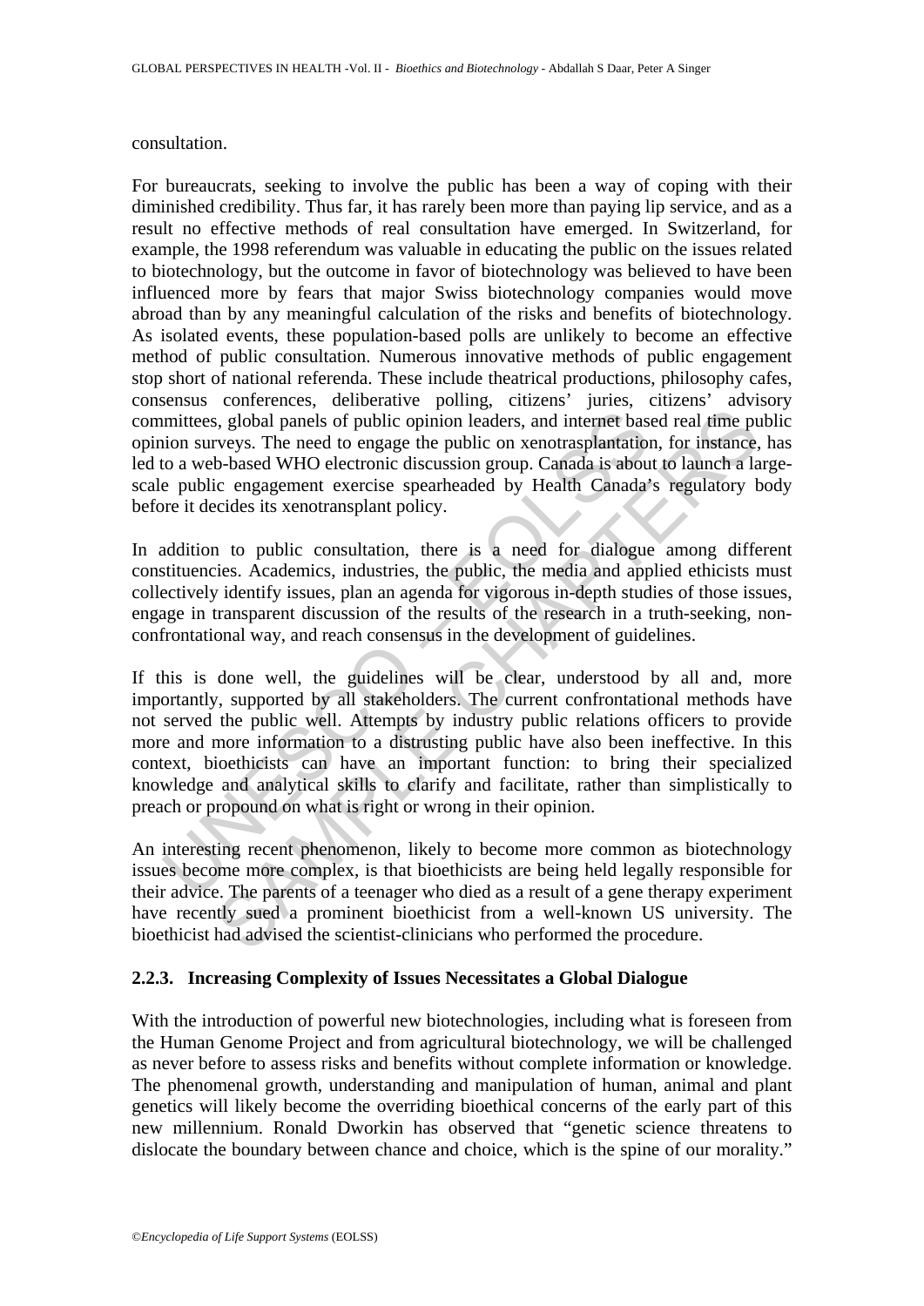consultation.

For bureaucrats, seeking to involve the public has been a way of coping with their diminished credibility. Thus far, it has rarely been more than paying lip service, and as a result no effective methods of real consultation have emerged. In Switzerland, for example, the 1998 referendum was valuable in educating the public on the issues related to biotechnology, but the outcome in favor of biotechnology was believed to have been influenced more by fears that major Swiss biotechnology companies would move abroad than by any meaningful calculation of the risks and benefits of biotechnology. As isolated events, these population-based polls are unlikely to become an effective method of public consultation. Numerous innovative methods of public engagement stop short of national referenda. These include theatrical productions, philosophy cafes, consensus conferences, deliberative polling, citizens' juries, citizens' advisory committees, global panels of public opinion leaders, and internet based real time public opinion surveys. The need to engage the public on xenotrasplantation, for instance, has led to a web-based WHO electronic discussion group. Canada is about to launch a large-scale public engagement exercise spearheaded by Health Canada's regulatory body before it decides its xenotransplant policy.

In addition to public consultation, there is a need for dialogue among different constituencies. Academics, industries, the public, the media and applied ethicists must collectively identify issues, plan an agenda for vigorous in-depth studies of those issues, engage in transparent discussion of the results of the research in a truth-seeking, non-confrontational way, and reach consensus in the development of guidelines.

If this is done well, the guidelines will be clear, understood by all and, more importantly, supported by all stakeholders. The current confrontational methods have not served the public well. Attempts by industry public relations officers to provide more and more information to a distrusting public have also been ineffective. In this context, bioethicists can have an important function: to bring their specialized knowledge and analytical skills to clarify and facilitate, rather than simplistically to preach or propound on what is right or wrong in their opinion.

An interesting recent phenomenon, likely to become more common as biotechnology issues become more complex, is that bioethicists are being held legally responsible for their advice. The parents of a teenager who died as a result of a gene therapy experiment have recently sued a prominent bioethicist from a well-known US university. The bioethicist had advised the scientist-clinicians who performed the procedure.

### 2.2.3. Increasing Complexity of Issues Necessitates a Global Dialogue

With the introduction of powerful new biotechnologies, including what is foreseen from the Human Genome Project and from agricultural biotechnology, we will be challenged as never before to assess risks and benefits without complete information or knowledge. The phenomenal growth, understanding and manipulation of human, animal and plant genetics will likely become the overriding bioethical concerns of the early part of this new millennium. Ronald Dworkin has observed that "genetic science threatens to dislocate the boundary between chance and choice, which is the spine of our morality."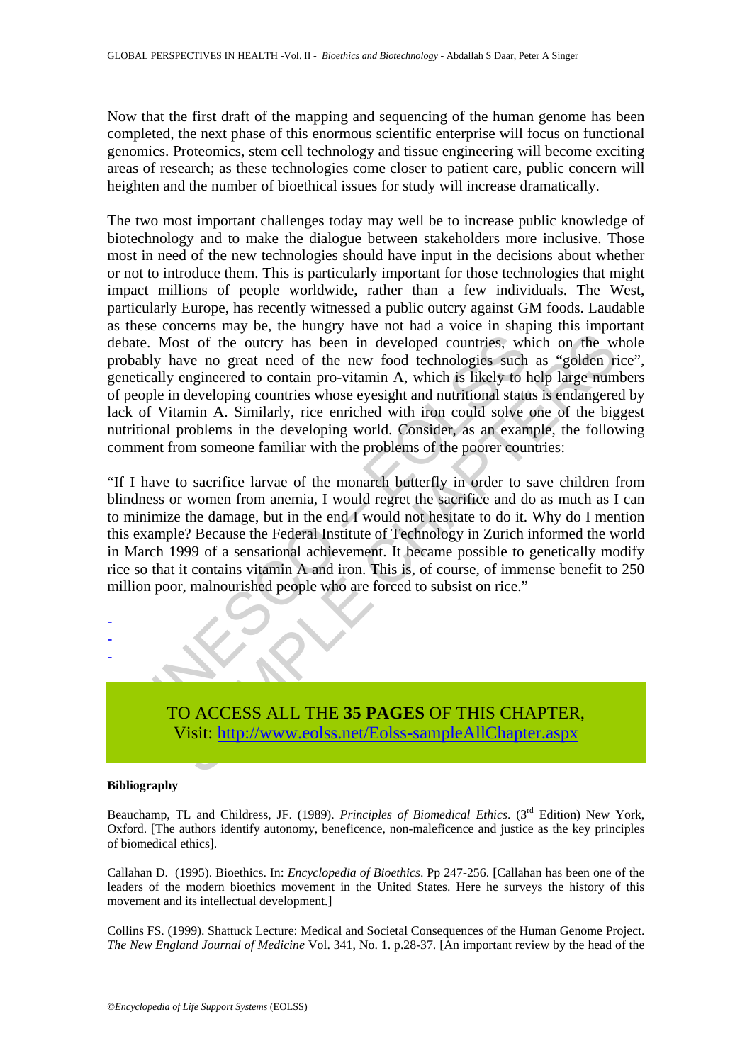Now that the first draft of the mapping and sequencing of the human genome has been completed, the next phase of this enormous scientific enterprise will focus on functional genomics. Proteomics, stem cell technology and tissue engineering will become exciting areas of research; as these technologies come closer to patient care, public concern will heighten and the number of bioethical issues for study will increase dramatically.

The two most important challenges today may well be to increase public knowledge of biotechnology and to make the dialogue between stakeholders more inclusive. Those most in need of the new technologies should have input in the decisions about whether or not to introduce them. This is particularly important for those technologies that might impact millions of people worldwide, rather than a few individuals. The West, particularly Europe, has recently witnessed a public outcry against GM foods. Laudable as these concerns may be, the hungry have not had a voice in shaping this important debate. Most of the outcry has been in developed countries, which on the whole probably have no great need of the new food technologies such as "golden rice", genetically engineered to contain pro-vitamin A, which is likely to help large numbers of people in developing countries whose eyesight and nutritional status is endangered by lack of Vitamin A. Similarly, rice enriched with iron could solve one of the biggest nutritional problems in the developing world. Consider, as an example, the following comment from someone familiar with the problems of the poorer countries:

"If I have to sacrifice larvae of the monarch butterfly in order to save children from blindness or women from anemia, I would regret the sacrifice and do as much as I can to minimize the damage, but in the end I would not hesitate to do it. Why do I mention this example? Because the Federal Institute of Technology in Zurich informed the world in March 1999 of a sensational achievement. It became possible to genetically modify rice so that it contains vitamin A and iron. This is, of course, of immense benefit to 250 million poor, malnourished people who are forced to subsist on rice."

-
-
-

TO ACCESS ALL THE **35 PAGES** OF THIS CHAPTER,
Visit: http://www.eolss.net/Eolss-sampleAllChapter.aspx

#### Bibliography

Beauchamp, TL and Childress, JF. (1989). *Principles of Biomedical Ethics*. (3rd Edition) New York, Oxford. [The authors identify autonomy, beneficence, non-maleficence and justice as the key principles of biomedical ethics].

Callahan D. (1995). Bioethics. In: *Encyclopedia of Bioethics*. Pp 247-256. [Callahan has been one of the leaders of the modern bioethics movement in the United States. Here he surveys the history of this movement and its intellectual development.]

Collins FS. (1999). Shattuck Lecture: Medical and Societal Consequences of the Human Genome Project. *The New England Journal of Medicine* Vol. 341, No. 1. p.28-37. [An important review by the head of the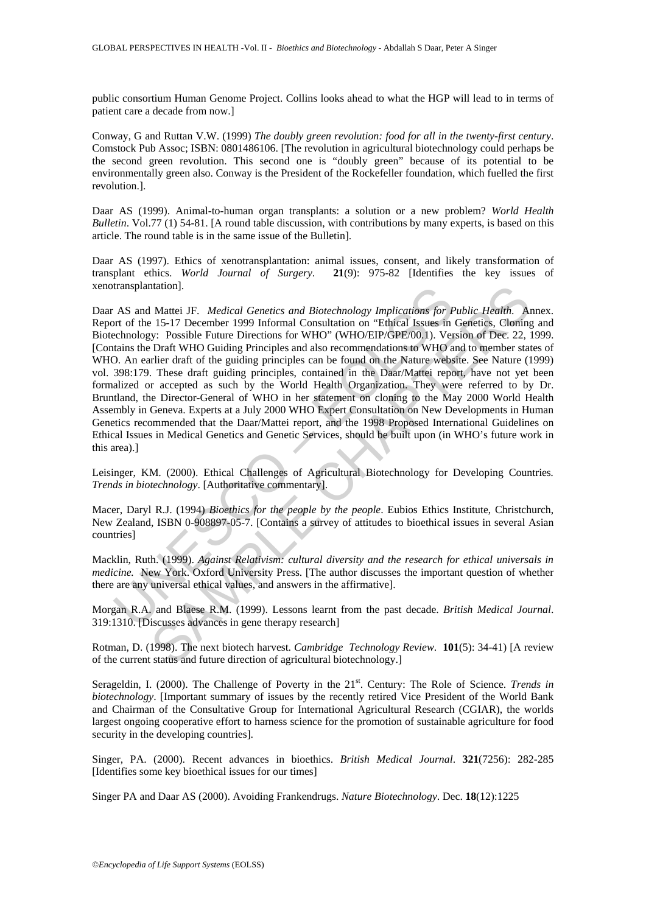public consortium Human Genome Project. Collins looks ahead to what the HGP will lead to in terms of patient care a decade from now.]

Conway, G and Ruttan V.W. (1999) *The doubly green revolution: food for all in the twenty-first century*. Comstock Pub Assoc; ISBN: 0801486106. [The revolution in agricultural biotechnology could perhaps be the second green revolution. This second one is "doubly green" because of its potential to be environmentally green also. Conway is the President of the Rockefeller foundation, which fuelled the first revolution.].

Daar AS (1999). Animal-to-human organ transplants: a solution or a new problem? *World Health Bulletin*. Vol.77 (1) 54-81. [A round table discussion, with contributions by many experts, is based on this article. The round table is in the same issue of the Bulletin].

Daar AS (1997). Ethics of xenotransplantation: animal issues, consent, and likely transformation of transplant ethics. *World Journal of Surgery.* **21**(9): 975-82 [Identifies the key issues of xenotransplantation].

Daar AS and Mattei JF. *Medical Genetics and Biotechnology Implications for Public Health.* Annex. Report of the 15-17 December 1999 Informal Consultation on "Ethical Issues in Genetics, Cloning and Biotechnology: Possible Future Directions for WHO" (WHO/EIP/GPE/00.1). Version of Dec. 22, 1999. [Contains the Draft WHO Guiding Principles and also recommendations to WHO and to member states of WHO. An earlier draft of the guiding principles can be found on the Nature website. See Nature (1999) vol. 398:179. These draft guiding principles, contained in the Daar/Mattei report, have not yet been formalized or accepted as such by the World Health Organization. They were referred to by Dr. Bruntland, the Director-General of WHO in her statement on cloning to the May 2000 World Health Assembly in Geneva. Experts at a July 2000 WHO Expert Consultation on New Developments in Human Genetics recommended that the Daar/Mattei report, and the 1998 Proposed International Guidelines on Ethical Issues in Medical Genetics and Genetic Services, should be built upon (in WHO's future work in this area).]

Leisinger, KM. (2000). Ethical Challenges of Agricultural Biotechnology for Developing Countries. *Trends in biotechnology*. [Authoritative commentary].

Macer, Daryl R.J. (1994) *Bioethics for the people by the people*. Eubios Ethics Institute, Christchurch, New Zealand, ISBN 0-908897-05-7. [Contains a survey of attitudes to bioethical issues in several Asian countries]

Macklin, Ruth. (1999). *Against Relativism: cultural diversity and the research for ethical universals in medicine.* New York. Oxford University Press. [The author discusses the important question of whether there are any universal ethical values, and answers in the affirmative].

Morgan R.A. and Blaese R.M. (1999). Lessons learnt from the past decade. *British Medical Journal*. 319:1310. [Discusses advances in gene therapy research]

Rotman, D. (1998). The next biotech harvest. *Cambridge Technology Review.* **101**(5): 34-41) [A review of the current status and future direction of agricultural biotechnology.]

Serageldin, I. (2000). The Challenge of Poverty in the 21st. Century: The Role of Science. *Trends in biotechnology*. [Important summary of issues by the recently retired Vice President of the World Bank and Chairman of the Consultative Group for International Agricultural Research (CGIAR), the worlds largest ongoing cooperative effort to harness science for the promotion of sustainable agriculture for food security in the developing countries].

Singer, PA. (2000). Recent advances in bioethics. *British Medical Journal*. **321**(7256): 282-285 [Identifies some key bioethical issues for our times]

Singer PA and Daar AS (2000). Avoiding Frankendrugs. *Nature Biotechnology*. Dec. **18**(12):1225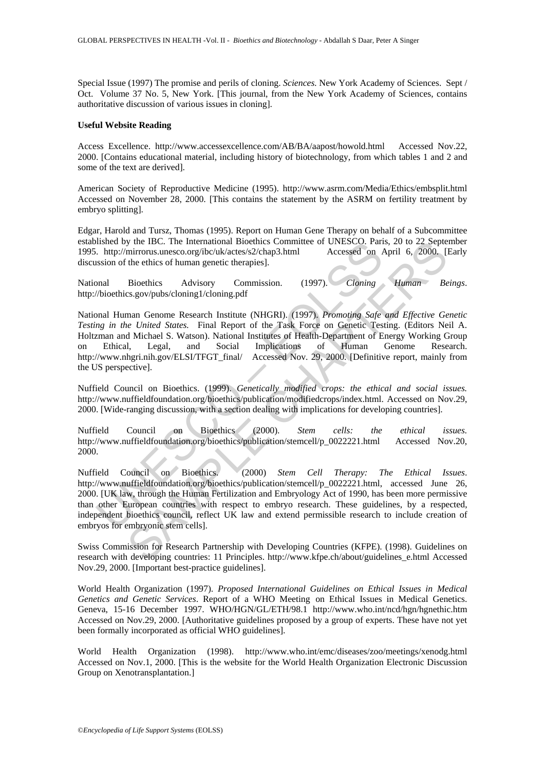Special Issue (1997) The promise and perils of cloning. *Sciences.* New York Academy of Sciences. Sept / Oct. Volume 37 No. 5, New York. [This journal, from the New York Academy of Sciences, contains authoritative discussion of various issues in cloning].

**Useful Website Reading**

Access Excellence. http://www.accessexcellence.com/AB/BA/aapost/howold.html Accessed Nov.22, 2000. [Contains educational material, including history of biotechnology, from which tables 1 and 2 and some of the text are derived].

American Society of Reproductive Medicine (1995). http://www.asrm.com/Media/Ethics/embsplit.html Accessed on November 28, 2000. [This contains the statement by the ASRM on fertility treatment by embryo splitting].

Edgar, Harold and Tursz, Thomas (1995). Report on Human Gene Therapy on behalf of a Subcommittee established by the IBC. The International Bioethics Committee of UNESCO. Paris, 20 to 22 September 1995. http://mirrorus.unesco.org/ibc/uk/actes/s2/chap3.html Accessed on April 6, 2000. [Early discussion of the ethics of human genetic therapies].

National Bioethics Advisory Commission. (1997). *Cloning Human Beings*. http://bioethics.gov/pubs/cloning1/cloning.pdf

National Human Genome Research Institute (NHGRI). (1997). *Promoting Safe and Effective Genetic Testing in the United States.* Final Report of the Task Force on Genetic Testing. (Editors Neil A. Holtzman and Michael S. Watson). National Institutes of Health-Department of Energy Working Group on Ethical, Legal, and Social Implications of Human Genome Research. http://www.nhgri.nih.gov/ELSI/TFGT_final/ Accessed Nov. 29, 2000. [Definitive report, mainly from the US perspective].

Nuffield Council on Bioethics. (1999). *Genetically modified crops: the ethical and social issues.* http://www.nuffieldfoundation.org/bioethics/publication/modifiedcrops/index.html. Accessed on Nov.29, 2000. [Wide-ranging discussion, with a section dealing with implications for developing countries].

Nuffield Council on Bioethics (2000). *Stem cells: the ethical issues.* http://www.nuffieldfoundation.org/bioethics/publication/stemcell/p_0022221.html Accessed Nov.20, 2000.

Nuffield Council on Bioethics. (2000) *Stem Cell Therapy: The Ethical Issues*. http://www.nuffieldfoundation.org/bioethics/publication/stemcell/p_0022221.html, accessed June 26, 2000. [UK law, through the Human Fertilization and Embryology Act of 1990, has been more permissive than other European countries with respect to embryo research. These guidelines, by a respected, independent bioethics council, reflect UK law and extend permissible research to include creation of embryos for embryonic stem cells].

Swiss Commission for Research Partnership with Developing Countries (KFPE). (1998). Guidelines on research with developing countries: 11 Principles. http://www.kfpe.ch/about/guidelines_e.html Accessed Nov.29, 2000. [Important best-practice guidelines].

World Health Organization (1997). *Proposed International Guidelines on Ethical Issues in Medical Genetics and Genetic Services*. Report of a WHO Meeting on Ethical Issues in Medical Genetics. Geneva, 15-16 December 1997. WHO/HGN/GL/ETH/98.1 http://www.who.int/ncd/hgn/hgnethic.htm Accessed on Nov.29, 2000. [Authoritative guidelines proposed by a group of experts. These have not yet been formally incorporated as official WHO guidelines].

World Health Organization (1998). http://www.who.int/emc/diseases/zoo/meetings/xenodg.html Accessed on Nov.1, 2000. [This is the website for the World Health Organization Electronic Discussion Group on Xenotransplantation.]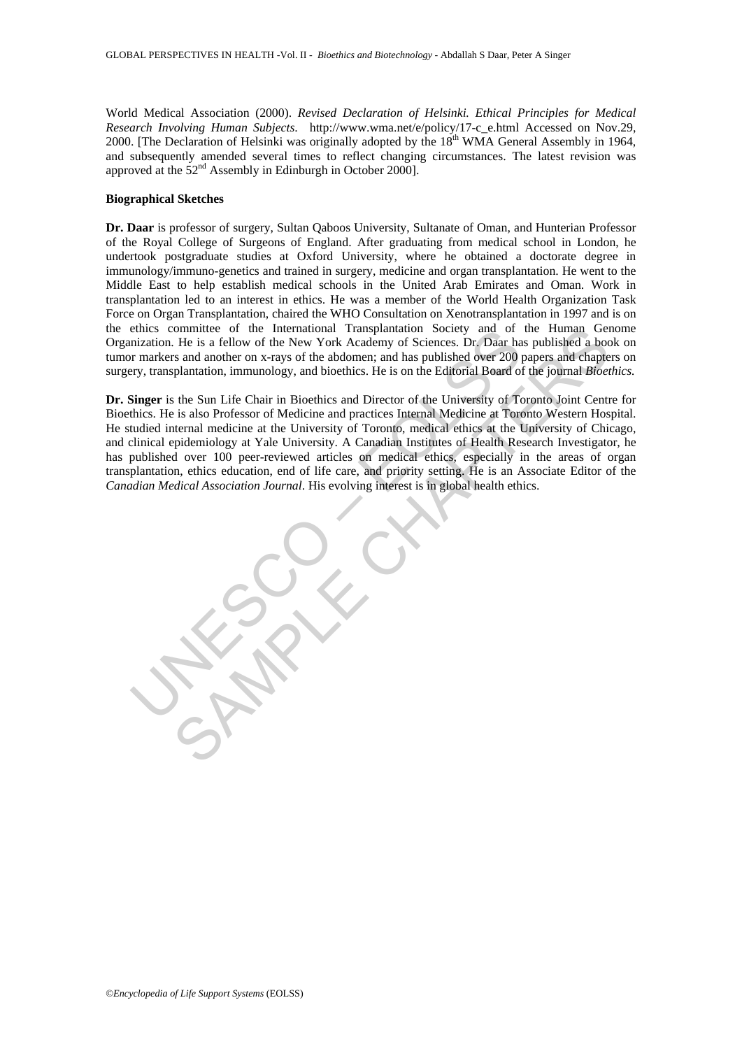World Medical Association (2000). *Revised Declaration of Helsinki. Ethical Principles for Medical Research Involving Human Subjects*. http://www.wma.net/e/policy/17-c_e.html Accessed on Nov.29, 2000. [The Declaration of Helsinki was originally adopted by the 18th WMA General Assembly in 1964, and subsequently amended several times to reflect changing circumstances. The latest revision was approved at the 52nd Assembly in Edinburgh in October 2000].

**Biographical Sketches**

**Dr. Daar** is professor of surgery, Sultan Qaboos University, Sultanate of Oman, and Hunterian Professor of the Royal College of Surgeons of England. After graduating from medical school in London, he undertook postgraduate studies at Oxford University, where he obtained a doctorate degree in immunology/immuno-genetics and trained in surgery, medicine and organ transplantation. He went to the Middle East to help establish medical schools in the United Arab Emirates and Oman. Work in transplantation led to an interest in ethics. He was a member of the World Health Organization Task Force on Organ Transplantation, chaired the WHO Consultation on Xenotransplantation in 1997 and is on the ethics committee of the International Transplantation Society and of the Human Genome Organization. He is a fellow of the New York Academy of Sciences. Dr. Daar has published a book on tumor markers and another on x-rays of the abdomen; and has published over 200 papers and chapters on surgery, transplantation, immunology, and bioethics. He is on the Editorial Board of the journal *Bioethics*.

**Dr. Singer** is the Sun Life Chair in Bioethics and Director of the University of Toronto Joint Centre for Bioethics. He is also Professor of Medicine and practices Internal Medicine at Toronto Western Hospital. He studied internal medicine at the University of Toronto, medical ethics at the University of Chicago, and clinical epidemiology at Yale University. A Canadian Institutes of Health Research Investigator, he has published over 100 peer-reviewed articles on medical ethics, especially in the areas of organ transplantation, ethics education, end of life care, and priority setting. He is an Associate Editor of the *Canadian Medical Association Journal*. His evolving interest is in global health ethics.